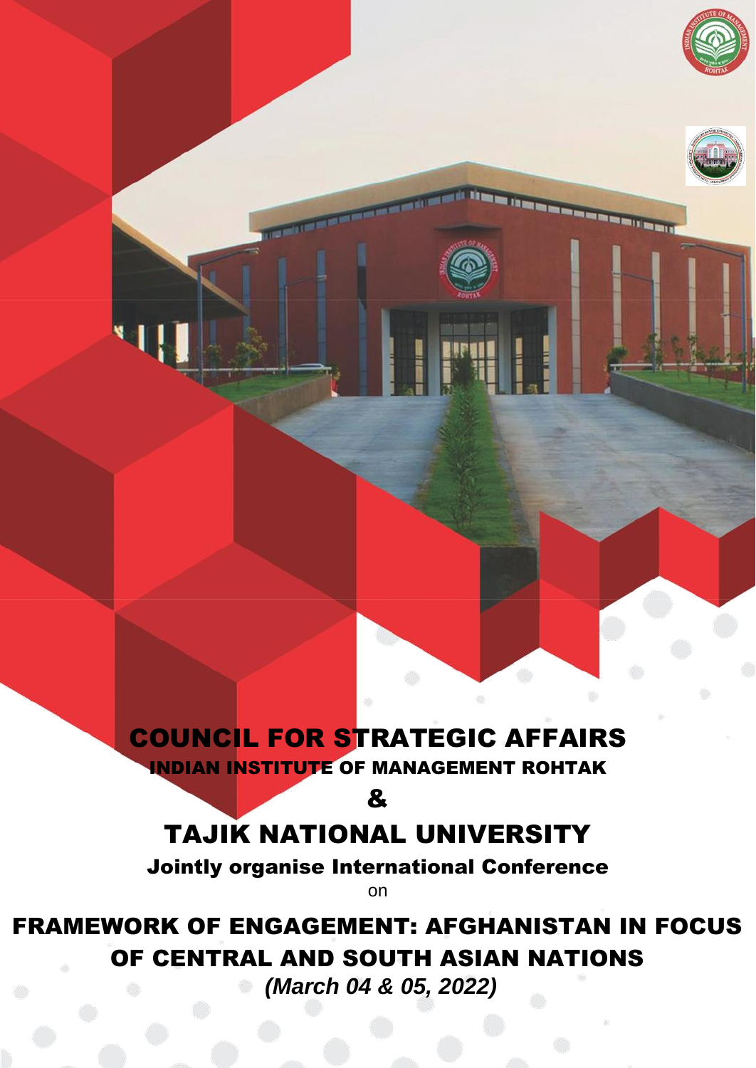# COUNCIL FOR STRATEGIC AFFAIRS

## INDIAN INSTITUTE OF MANAGEMENT ROHTAK

## &

# TAJIK NATIONAL UNIVERSITY

**Jointly organise International Conference**

on

# FRAMEWORK OF ENGAGEMENT: AFGHANISTAN IN FOCUS OF CENTRAL AND SOUTH ASIAN NATIONS

***(March 04 & 05, 2022)***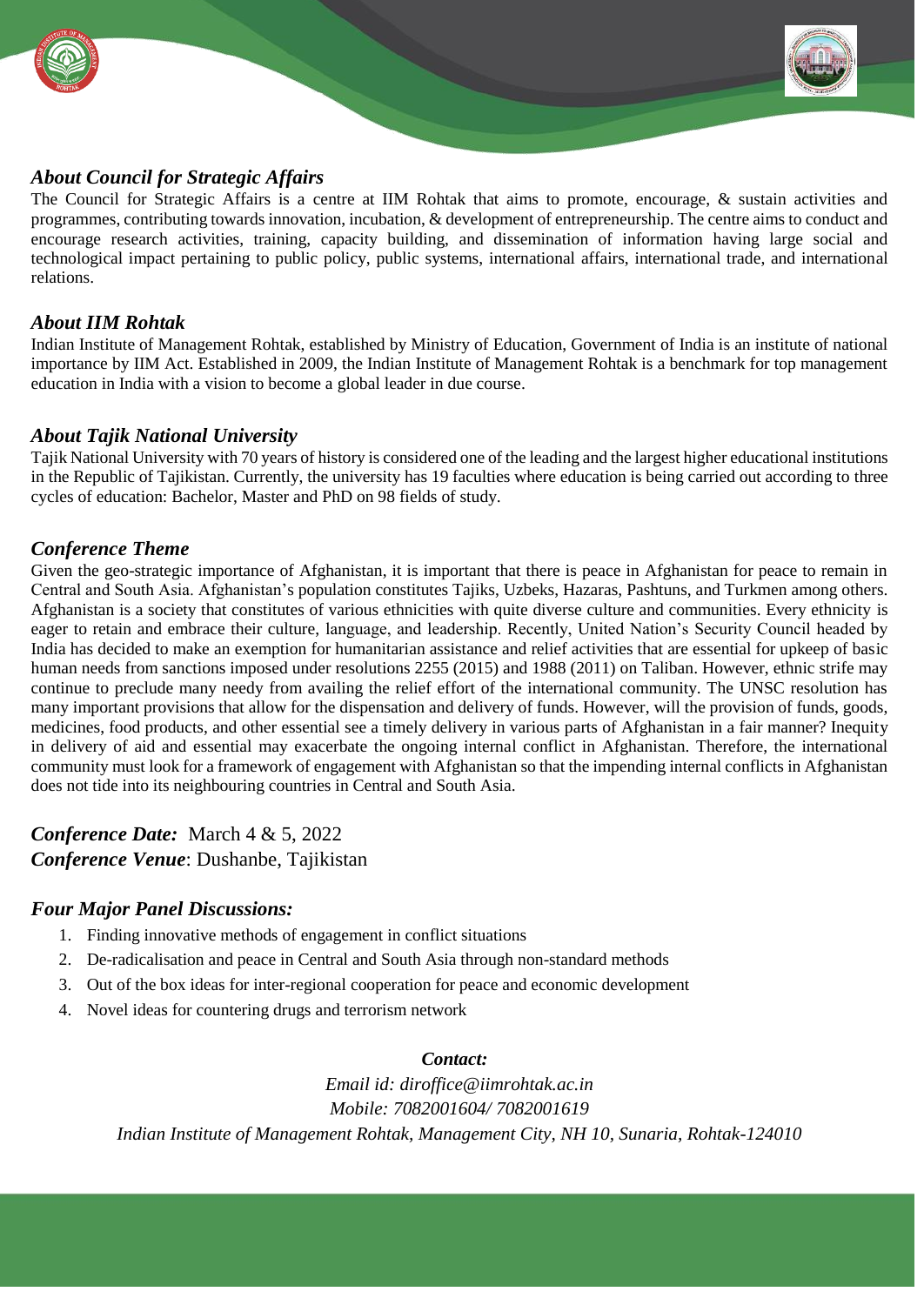## *About Council for Strategic Affairs*

The Council for Strategic Affairs is a centre at IIM Rohtak that aims to promote, encourage, & sustain activities and programmes, contributing towards innovation, incubation, & development of entrepreneurship. The centre aims to conduct and encourage research activities, training, capacity building, and dissemination of information having large social and technological impact pertaining to public policy, public systems, international affairs, international trade, and international relations.

## *About IIM Rohtak*

Indian Institute of Management Rohtak, established by Ministry of Education, Government of India is an institute of national importance by IIM Act. Established in 2009, the Indian Institute of Management Rohtak is a benchmark for top management education in India with a vision to become a global leader in due course.

## *About Tajik National University*

Tajik National University with 70 years of history is considered one of the leading and the largest higher educational institutions in the Republic of Tajikistan. Currently, the university has 19 faculties where education is being carried out according to three cycles of education: Bachelor, Master and PhD on 98 fields of study.

## *Conference Theme*

Given the geo-strategic importance of Afghanistan, it is important that there is peace in Afghanistan for peace to remain in Central and South Asia. Afghanistan's population constitutes Tajiks, Uzbeks, Hazaras, Pashtuns, and Turkmen among others. Afghanistan is a society that constitutes of various ethnicities with quite diverse culture and communities. Every ethnicity is eager to retain and embrace their culture, language, and leadership. Recently, United Nation's Security Council headed by India has decided to make an exemption for humanitarian assistance and relief activities that are essential for upkeep of basic human needs from sanctions imposed under resolutions 2255 (2015) and 1988 (2011) on Taliban. However, ethnic strife may continue to preclude many needy from availing the relief effort of the international community. The UNSC resolution has many important provisions that allow for the dispensation and delivery of funds. However, will the provision of funds, goods, medicines, food products, and other essential see a timely delivery in various parts of Afghanistan in a fair manner? Inequity in delivery of aid and essential may exacerbate the ongoing internal conflict in Afghanistan. Therefore, the international community must look for a framework of engagement with Afghanistan so that the impending internal conflicts in Afghanistan does not tide into its neighbouring countries in Central and South Asia.

***Conference Date:*** March 4 & 5, 2022
***Conference Venue***: Dushanbe, Tajikistan

## *Four Major Panel Discussions:*

1. Finding innovative methods of engagement in conflict situations
2. De-radicalisation and peace in Central and South Asia through non-standard methods
3. Out of the box ideas for inter-regional cooperation for peace and economic development
4. Novel ideas for countering drugs and terrorism network

***Contact:***

*Email id: diroffice@iimrohtak.ac.in*
*Mobile: 7082001604/ 7082001619*
*Indian Institute of Management Rohtak, Management City, NH 10, Sunaria, Rohtak-124010*